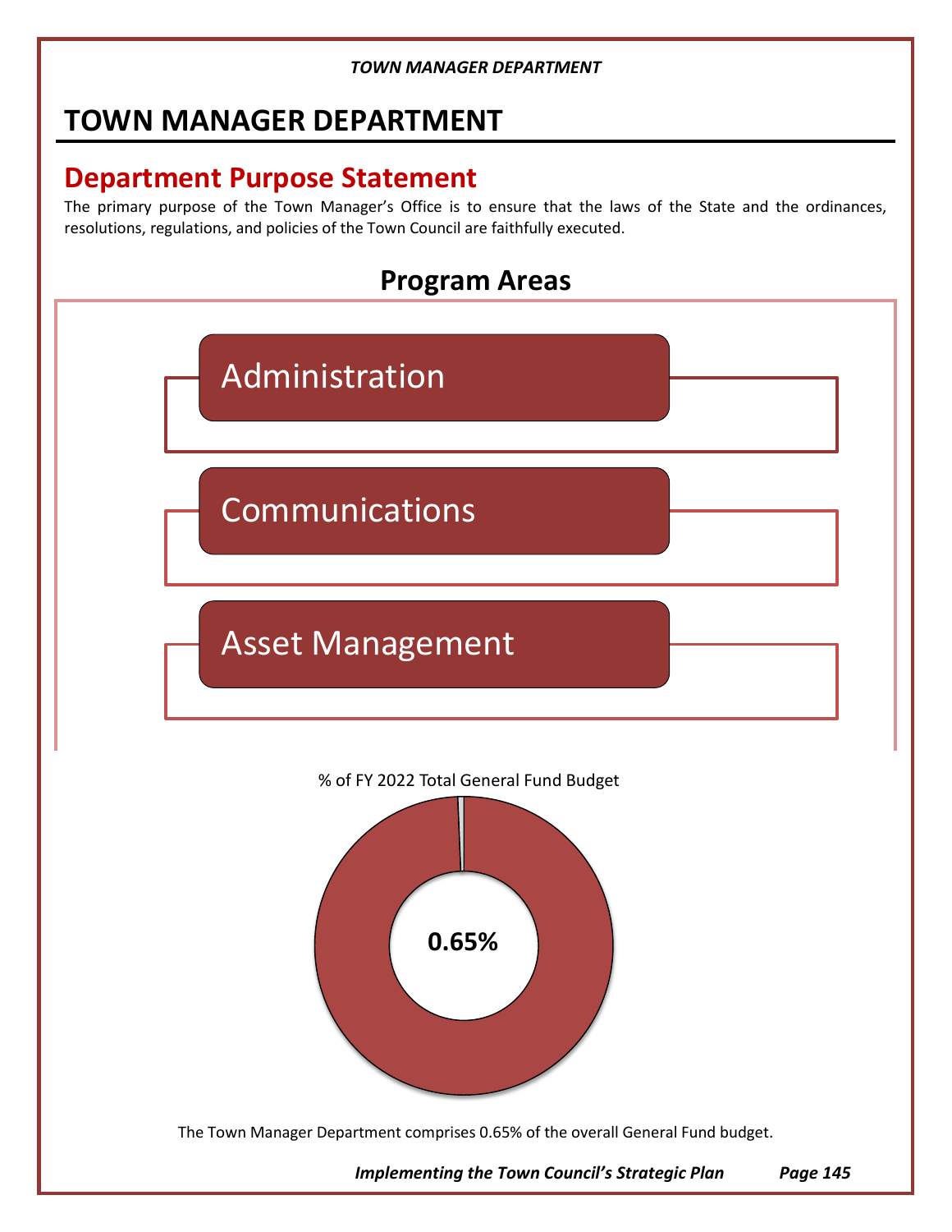# TOWN MANAGER DEPARTMENT

## Department Purpose Statement

The primary purpose of the Town Manager's Office is to ensure that the laws of the State and the ordinances, resolutions, regulations, and policies of the Town Council are faithfully executed.

## Program Areas

- Administration
- Communications
- Asset Management

% of FY 2022 Total General Fund Budget

**0.65%**

The Town Manager Department comprises 0.65% of the overall General Fund budget.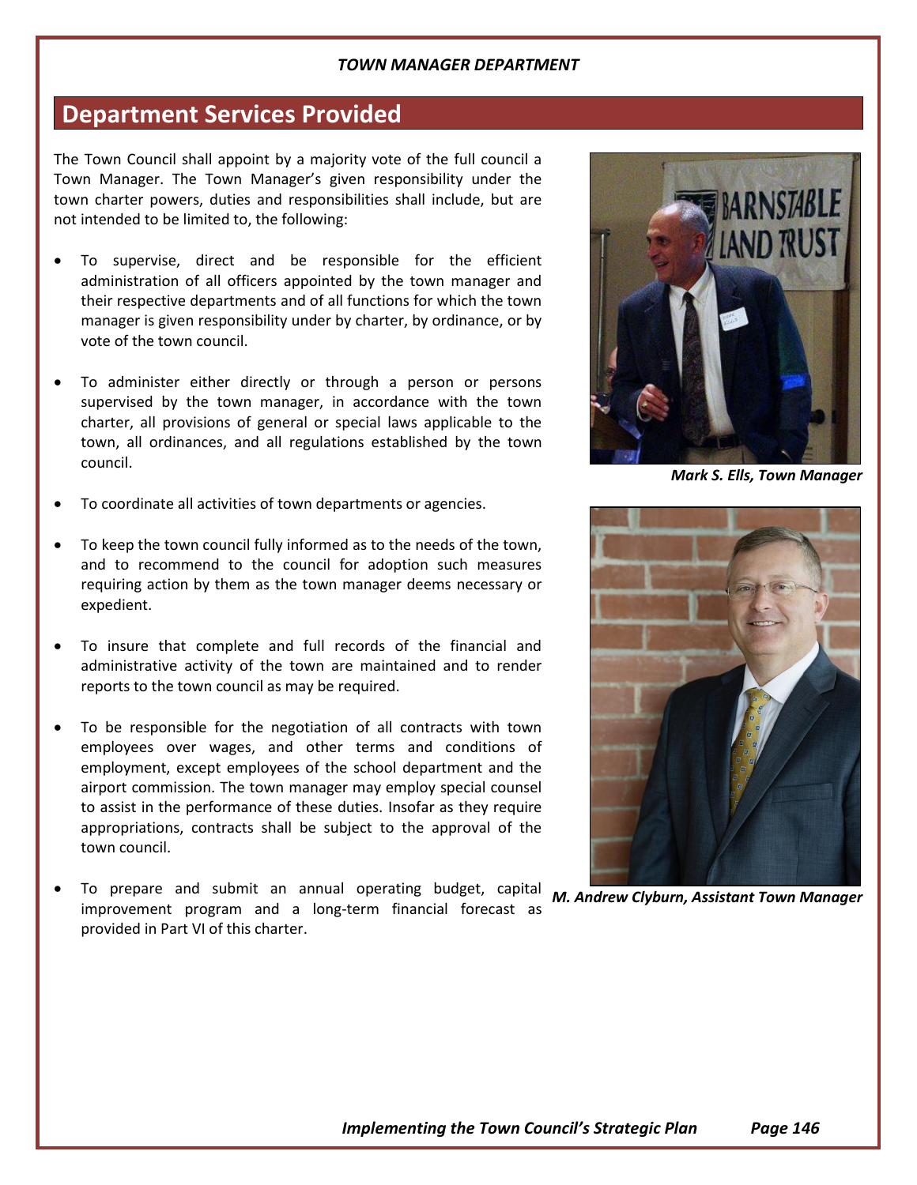## Department Services Provided

The Town Council shall appoint by a majority vote of the full council a Town Manager. The Town Manager's given responsibility under the town charter powers, duties and responsibilities shall include, but are not intended to be limited to, the following:

- To supervise, direct and be responsible for the efficient administration of all officers appointed by the town manager and their respective departments and of all functions for which the town manager is given responsibility under by charter, by ordinance, or by vote of the town council.

- To administer either directly or through a person or persons supervised by the town manager, in accordance with the town charter, all provisions of general or special laws applicable to the town, all ordinances, and all regulations established by the town council.

- To coordinate all activities of town departments or agencies.

- To keep the town council fully informed as to the needs of the town, and to recommend to the council for adoption such measures requiring action by them as the town manager deems necessary or expedient.

- To insure that complete and full records of the financial and administrative activity of the town are maintained and to render reports to the town council as may be required.

- To be responsible for the negotiation of all contracts with town employees over wages, and other terms and conditions of employment, except employees of the school department and the airport commission. The town manager may employ special counsel to assist in the performance of these duties. Insofar as they require appropriations, contracts shall be subject to the approval of the town council.

- To prepare and submit an annual operating budget, capital improvement program and a long-term financial forecast as provided in Part VI of this charter.

***Mark S. Ells, Town Manager***

***M. Andrew Clyburn, Assistant Town Manager***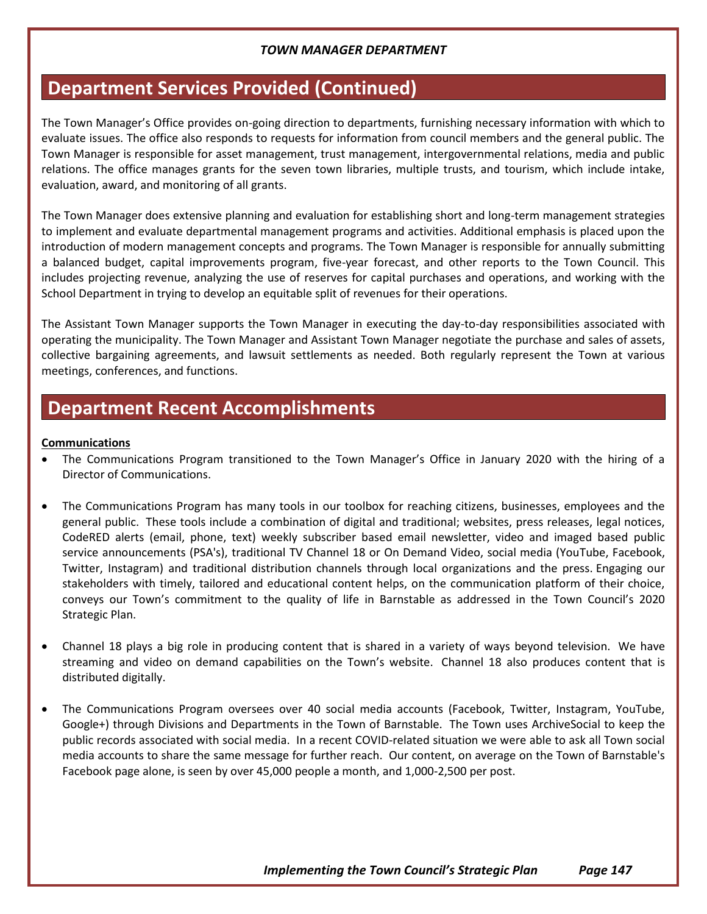*TOWN MANAGER DEPARTMENT*

## Department Services Provided (Continued)

The Town Manager's Office provides on-going direction to departments, furnishing necessary information with which to evaluate issues. The office also responds to requests for information from council members and the general public. The Town Manager is responsible for asset management, trust management, intergovernmental relations, media and public relations. The office manages grants for the seven town libraries, multiple trusts, and tourism, which include intake, evaluation, award, and monitoring of all grants.

The Town Manager does extensive planning and evaluation for establishing short and long-term management strategies to implement and evaluate departmental management programs and activities. Additional emphasis is placed upon the introduction of modern management concepts and programs. The Town Manager is responsible for annually submitting a balanced budget, capital improvements program, five-year forecast, and other reports to the Town Council. This includes projecting revenue, analyzing the use of reserves for capital purchases and operations, and working with the School Department in trying to develop an equitable split of revenues for their operations.

The Assistant Town Manager supports the Town Manager in executing the day-to-day responsibilities associated with operating the municipality. The Town Manager and Assistant Town Manager negotiate the purchase and sales of assets, collective bargaining agreements, and lawsuit settlements as needed. Both regularly represent the Town at various meetings, conferences, and functions.

## Department Recent Accomplishments

**Communications**

- The Communications Program transitioned to the Town Manager's Office in January 2020 with the hiring of a Director of Communications.

- The Communications Program has many tools in our toolbox for reaching citizens, businesses, employees and the general public. These tools include a combination of digital and traditional; websites, press releases, legal notices, CodeRED alerts (email, phone, text) weekly subscriber based email newsletter, video and imaged based public service announcements (PSA's), traditional TV Channel 18 or On Demand Video, social media (YouTube, Facebook, Twitter, Instagram) and traditional distribution channels through local organizations and the press. Engaging our stakeholders with timely, tailored and educational content helps, on the communication platform of their choice, conveys our Town's commitment to the quality of life in Barnstable as addressed in the Town Council's 2020 Strategic Plan.

- Channel 18 plays a big role in producing content that is shared in a variety of ways beyond television. We have streaming and video on demand capabilities on the Town's website. Channel 18 also produces content that is distributed digitally.

- The Communications Program oversees over 40 social media accounts (Facebook, Twitter, Instagram, YouTube, Google+) through Divisions and Departments in the Town of Barnstable. The Town uses ArchiveSocial to keep the public records associated with social media. In a recent COVID-related situation we were able to ask all Town social media accounts to share the same message for further reach. Our content, on average on the Town of Barnstable's Facebook page alone, is seen by over 45,000 people a month, and 1,000-2,500 per post.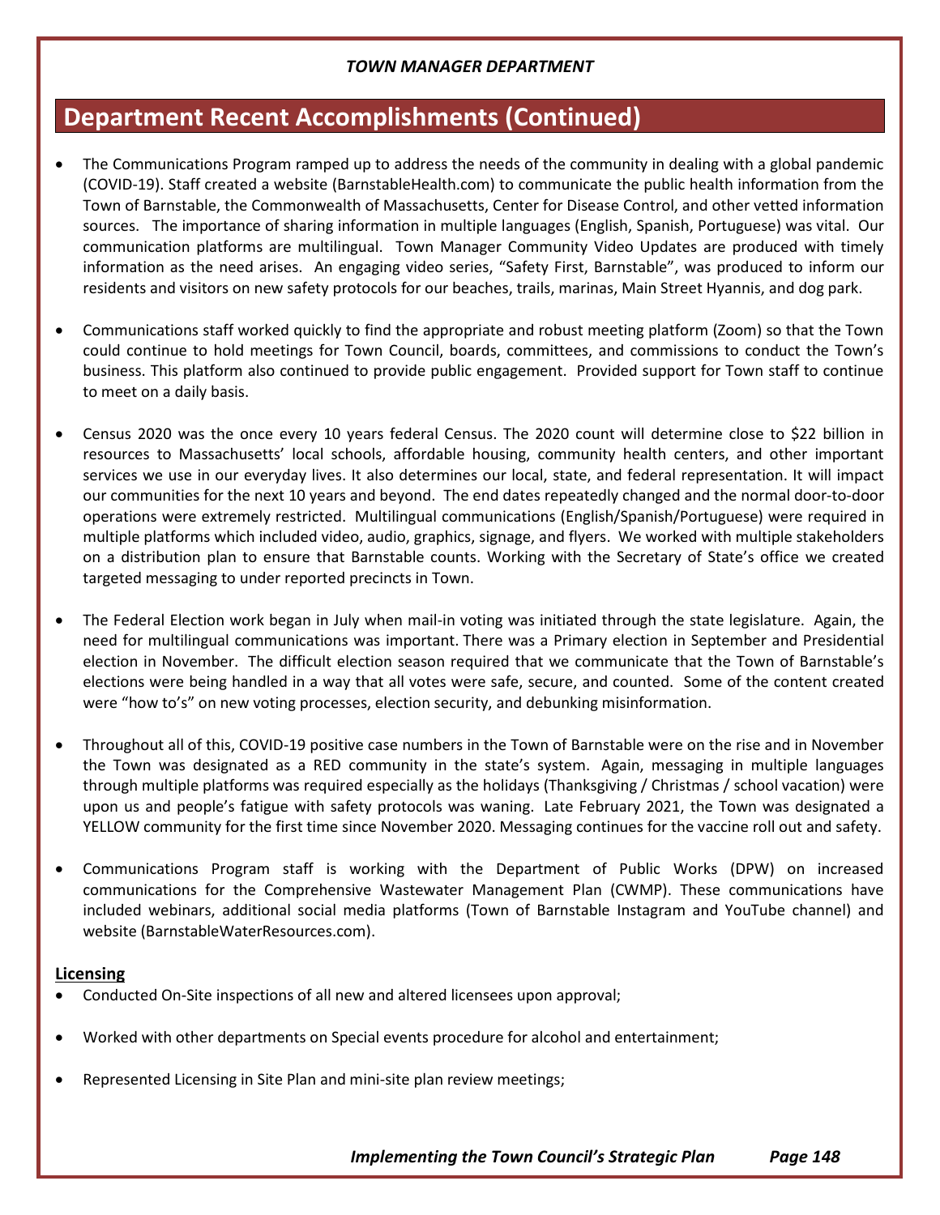## Department Recent Accomplishments (Continued)

- The Communications Program ramped up to address the needs of the community in dealing with a global pandemic (COVID-19). Staff created a website (BarnstableHealth.com) to communicate the public health information from the Town of Barnstable, the Commonwealth of Massachusetts, Center for Disease Control, and other vetted information sources. The importance of sharing information in multiple languages (English, Spanish, Portuguese) was vital. Our communication platforms are multilingual. Town Manager Community Video Updates are produced with timely information as the need arises. An engaging video series, "Safety First, Barnstable", was produced to inform our residents and visitors on new safety protocols for our beaches, trails, marinas, Main Street Hyannis, and dog park.

- Communications staff worked quickly to find the appropriate and robust meeting platform (Zoom) so that the Town could continue to hold meetings for Town Council, boards, committees, and commissions to conduct the Town's business. This platform also continued to provide public engagement. Provided support for Town staff to continue to meet on a daily basis.

- Census 2020 was the once every 10 years federal Census. The 2020 count will determine close to $22 billion in resources to Massachusetts' local schools, affordable housing, community health centers, and other important services we use in our everyday lives. It also determines our local, state, and federal representation. It will impact our communities for the next 10 years and beyond. The end dates repeatedly changed and the normal door-to-door operations were extremely restricted. Multilingual communications (English/Spanish/Portuguese) were required in multiple platforms which included video, audio, graphics, signage, and flyers. We worked with multiple stakeholders on a distribution plan to ensure that Barnstable counts. Working with the Secretary of State's office we created targeted messaging to under reported precincts in Town.

- The Federal Election work began in July when mail-in voting was initiated through the state legislature. Again, the need for multilingual communications was important. There was a Primary election in September and Presidential election in November. The difficult election season required that we communicate that the Town of Barnstable's elections were being handled in a way that all votes were safe, secure, and counted. Some of the content created were "how to's" on new voting processes, election security, and debunking misinformation.

- Throughout all of this, COVID-19 positive case numbers in the Town of Barnstable were on the rise and in November the Town was designated as a RED community in the state's system. Again, messaging in multiple languages through multiple platforms was required especially as the holidays (Thanksgiving / Christmas / school vacation) were upon us and people's fatigue with safety protocols was waning. Late February 2021, the Town was designated a YELLOW community for the first time since November 2020. Messaging continues for the vaccine roll out and safety.

- Communications Program staff is working with the Department of Public Works (DPW) on increased communications for the Comprehensive Wastewater Management Plan (CWMP). These communications have included webinars, additional social media platforms (Town of Barnstable Instagram and YouTube channel) and website (BarnstableWaterResources.com).

**Licensing**

- Conducted On-Site inspections of all new and altered licensees upon approval;

- Worked with other departments on Special events procedure for alcohol and entertainment;

- Represented Licensing in Site Plan and mini-site plan review meetings;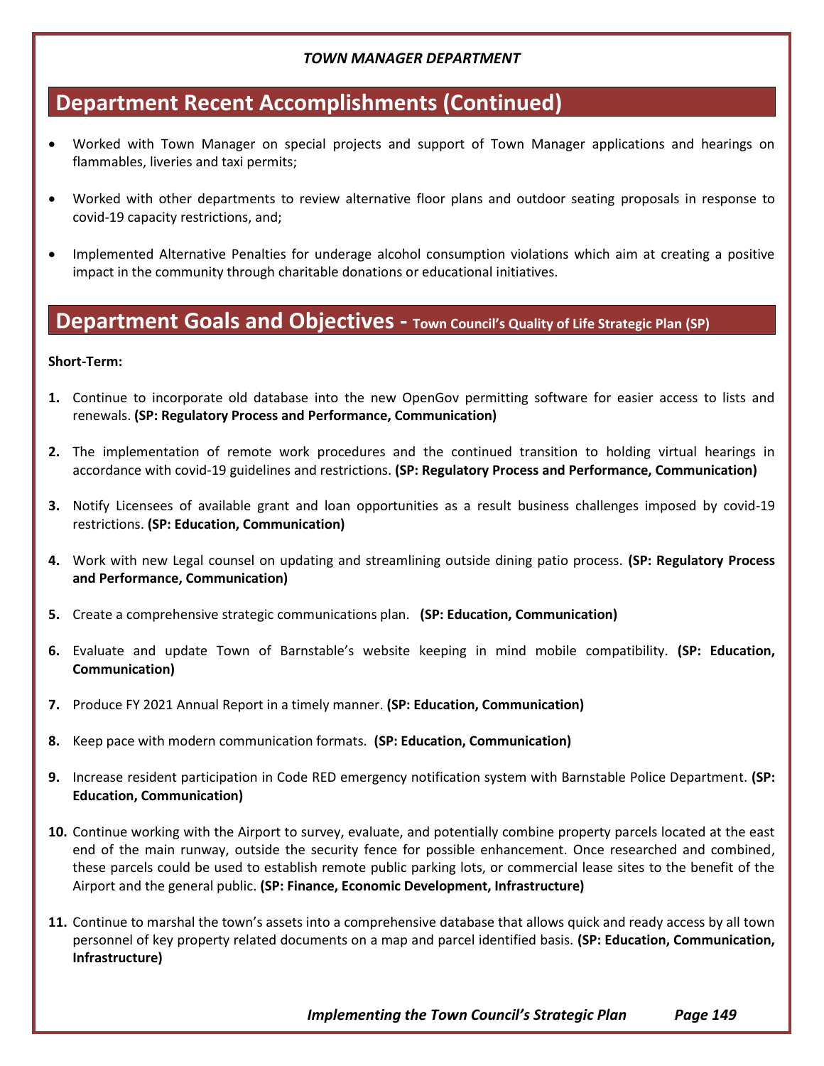*TOWN MANAGER DEPARTMENT*

## Department Recent Accomplishments (Continued)

- Worked with Town Manager on special projects and support of Town Manager applications and hearings on flammables, liveries and taxi permits;
- Worked with other departments to review alternative floor plans and outdoor seating proposals in response to covid-19 capacity restrictions, and;
- Implemented Alternative Penalties for underage alcohol consumption violations which aim at creating a positive impact in the community through charitable donations or educational initiatives.

## Department Goals and Objectives - Town Council's Quality of Life Strategic Plan (SP)

**Short-Term:**

1. Continue to incorporate old database into the new OpenGov permitting software for easier access to lists and renewals. **(SP: Regulatory Process and Performance, Communication)**
2. The implementation of remote work procedures and the continued transition to holding virtual hearings in accordance with covid-19 guidelines and restrictions. **(SP: Regulatory Process and Performance, Communication)**
3. Notify Licensees of available grant and loan opportunities as a result business challenges imposed by covid-19 restrictions. **(SP: Education, Communication)**
4. Work with new Legal counsel on updating and streamlining outside dining patio process. **(SP: Regulatory Process and Performance, Communication)**
5. Create a comprehensive strategic communications plan. **(SP: Education, Communication)**
6. Evaluate and update Town of Barnstable's website keeping in mind mobile compatibility. **(SP: Education, Communication)**
7. Produce FY 2021 Annual Report in a timely manner. **(SP: Education, Communication)**
8. Keep pace with modern communication formats. **(SP: Education, Communication)**
9. Increase resident participation in Code RED emergency notification system with Barnstable Police Department. **(SP: Education, Communication)**
10. Continue working with the Airport to survey, evaluate, and potentially combine property parcels located at the east end of the main runway, outside the security fence for possible enhancement. Once researched and combined, these parcels could be used to establish remote public parking lots, or commercial lease sites to the benefit of the Airport and the general public. **(SP: Finance, Economic Development, Infrastructure)**
11. Continue to marshal the town's assets into a comprehensive database that allows quick and ready access by all town personnel of key property related documents on a map and parcel identified basis. **(SP: Education, Communication, Infrastructure)**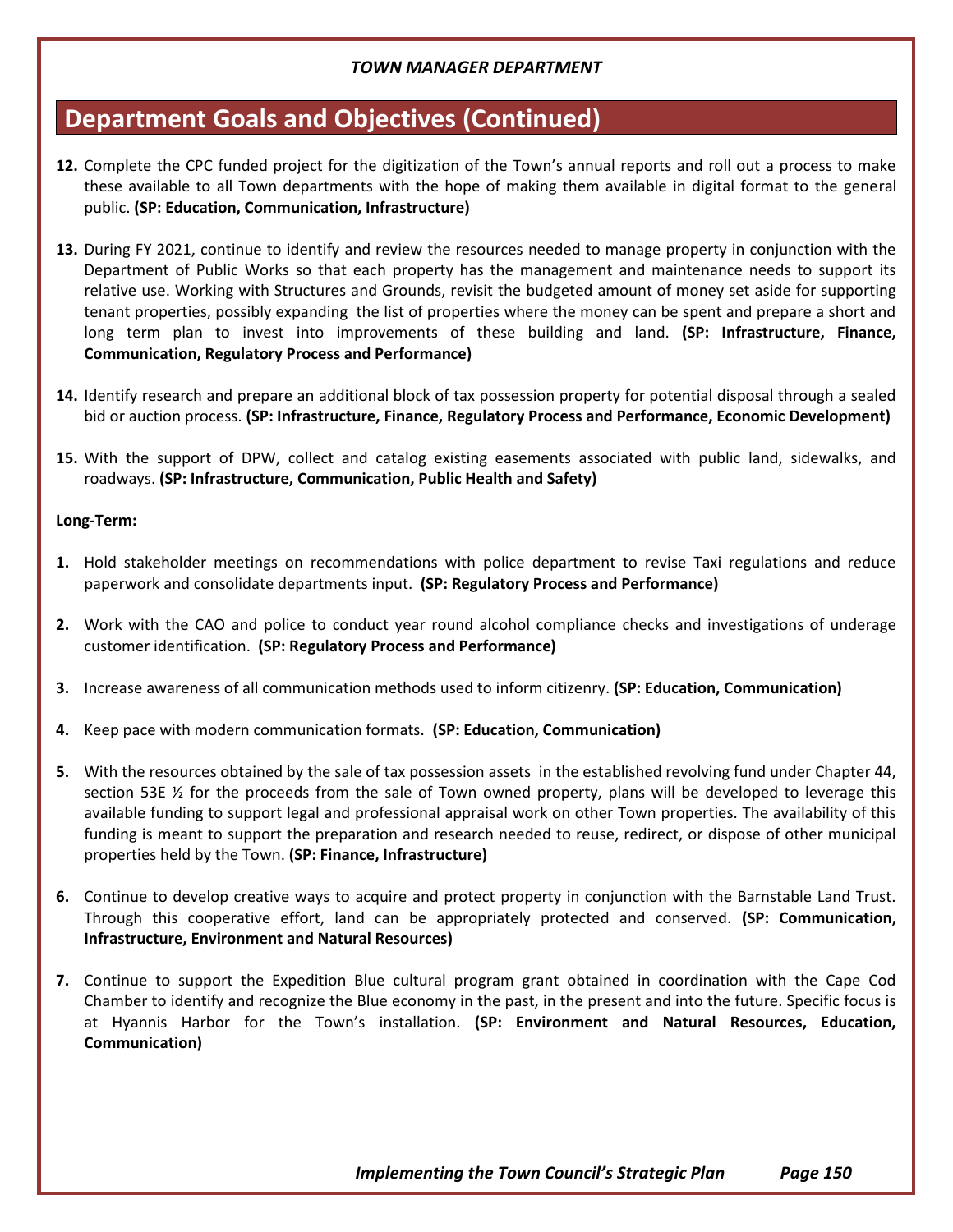*TOWN MANAGER DEPARTMENT*

## Department Goals and Objectives (Continued)

12. Complete the CPC funded project for the digitization of the Town's annual reports and roll out a process to make these available to all Town departments with the hope of making them available in digital format to the general public. **(SP: Education, Communication, Infrastructure)**

13. During FY 2021, continue to identify and review the resources needed to manage property in conjunction with the Department of Public Works so that each property has the management and maintenance needs to support its relative use. Working with Structures and Grounds, revisit the budgeted amount of money set aside for supporting tenant properties, possibly expanding the list of properties where the money can be spent and prepare a short and long term plan to invest into improvements of these building and land. **(SP: Infrastructure, Finance, Communication, Regulatory Process and Performance)**

14. Identify research and prepare an additional block of tax possession property for potential disposal through a sealed bid or auction process. **(SP: Infrastructure, Finance, Regulatory Process and Performance, Economic Development)**

15. With the support of DPW, collect and catalog existing easements associated with public land, sidewalks, and roadways. **(SP: Infrastructure, Communication, Public Health and Safety)**

**Long-Term:**

1. Hold stakeholder meetings on recommendations with police department to revise Taxi regulations and reduce paperwork and consolidate departments input. **(SP: Regulatory Process and Performance)**

2. Work with the CAO and police to conduct year round alcohol compliance checks and investigations of underage customer identification. **(SP: Regulatory Process and Performance)**

3. Increase awareness of all communication methods used to inform citizenry. **(SP: Education, Communication)**

4. Keep pace with modern communication formats. **(SP: Education, Communication)**

5. With the resources obtained by the sale of tax possession assets in the established revolving fund under Chapter 44, section 53E ½ for the proceeds from the sale of Town owned property, plans will be developed to leverage this available funding to support legal and professional appraisal work on other Town properties. The availability of this funding is meant to support the preparation and research needed to reuse, redirect, or dispose of other municipal properties held by the Town. **(SP: Finance, Infrastructure)**

6. Continue to develop creative ways to acquire and protect property in conjunction with the Barnstable Land Trust. Through this cooperative effort, land can be appropriately protected and conserved. **(SP: Communication, Infrastructure, Environment and Natural Resources)**

7. Continue to support the Expedition Blue cultural program grant obtained in coordination with the Cape Cod Chamber to identify and recognize the Blue economy in the past, in the present and into the future. Specific focus is at Hyannis Harbor for the Town's installation. **(SP: Environment and Natural Resources, Education, Communication)**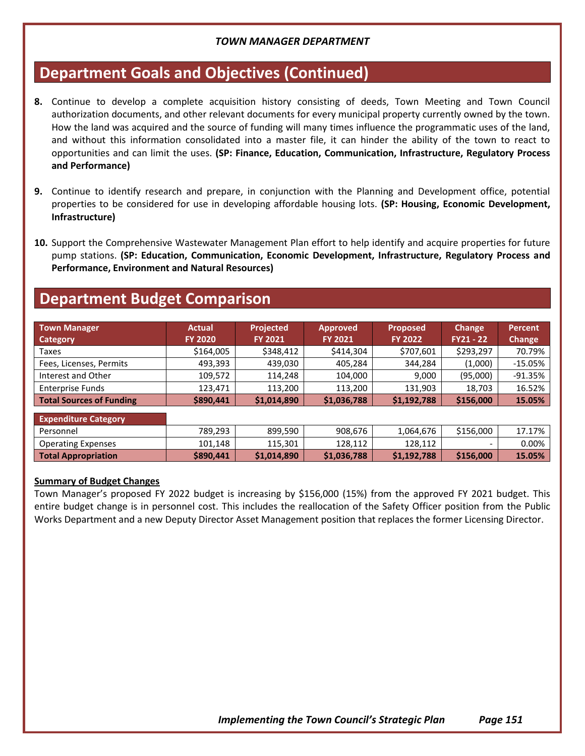*TOWN MANAGER DEPARTMENT*

## Department Goals and Objectives (Continued)

8. Continue to develop a complete acquisition history consisting of deeds, Town Meeting and Town Council authorization documents, and other relevant documents for every municipal property currently owned by the town. How the land was acquired and the source of funding will many times influence the programmatic uses of the land, and without this information consolidated into a master file, it can hinder the ability of the town to react to opportunities and can limit the uses. **(SP: Finance, Education, Communication, Infrastructure, Regulatory Process and Performance)**

9. Continue to identify research and prepare, in conjunction with the Planning and Development office, potential properties to be considered for use in developing affordable housing lots. **(SP: Housing, Economic Development, Infrastructure)**

10. Support the Comprehensive Wastewater Management Plan effort to help identify and acquire properties for future pump stations. **(SP: Education, Communication, Economic Development, Infrastructure, Regulatory Process and Performance, Environment and Natural Resources)**

## Department Budget Comparison

| Town Manager Category | Actual FY 2020 | Projected FY 2021 | Approved FY 2021 | Proposed FY 2022 | Change FY21 - 22 | Percent Change |
|---|---|---|---|---|---|---|
| Taxes | $164,005 | $348,412 | $414,304 | $707,601 | $293,297 | 70.79% |
| Fees, Licenses, Permits | 493,393 | 439,030 | 405,284 | 344,284 | (1,000) | -15.05% |
| Interest and Other | 109,572 | 114,248 | 104,000 | 9,000 | (95,000) | -91.35% |
| Enterprise Funds | 123,471 | 113,200 | 113,200 | 131,903 | 18,703 | 16.52% |
| **Total Sources of Funding** | **$890,441** | **$1,014,890** | **$1,036,788** | **$1,192,788** | **$156,000** | **15.05%** |
| **Expenditure Category** | | | | | | |
| Personnel | 789,293 | 899,590 | 908,676 | 1,064,676 | $156,000 | 17.17% |
| Operating Expenses | 101,148 | 115,301 | 128,112 | 128,112 | - | 0.00% |
| **Total Appropriation** | **$890,441** | **$1,014,890** | **$1,036,788** | **$1,192,788** | **$156,000** | **15.05%** |

**Summary of Budget Changes**

Town Manager's proposed FY 2022 budget is increasing by $156,000 (15%) from the approved FY 2021 budget. This entire budget change is in personnel cost. This includes the reallocation of the Safety Officer position from the Public Works Department and a new Deputy Director Asset Management position that replaces the former Licensing Director.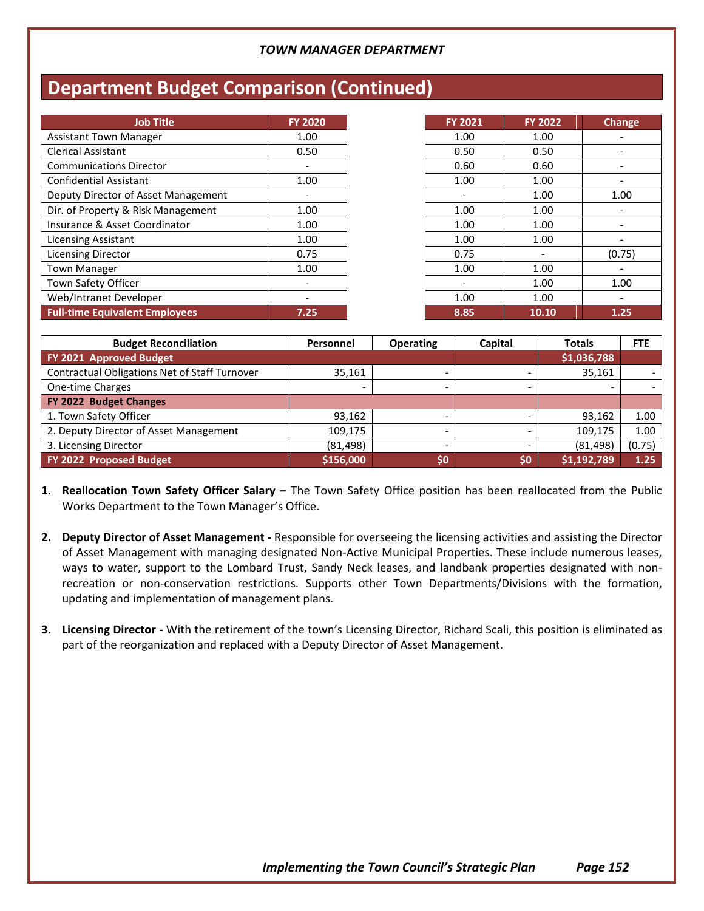## TOWN MANAGER DEPARTMENT

# Department Budget Comparison (Continued)

| Job Title | FY 2020 | FY 2021 | FY 2022 | Change |
|---|---|---|---|---|
| Assistant Town Manager | 1.00 | 1.00 | 1.00 | - |
| Clerical Assistant | 0.50 | 0.50 | 0.50 | - |
| Communications Director | - | 0.60 | 0.60 | - |
| Confidential Assistant | 1.00 | 1.00 | 1.00 | - |
| Deputy Director of Asset Management | - | - | 1.00 | 1.00 |
| Dir. of Property & Risk Management | 1.00 | 1.00 | 1.00 | - |
| Insurance & Asset Coordinator | 1.00 | 1.00 | 1.00 | - |
| Licensing Assistant | 1.00 | 1.00 | 1.00 | - |
| Licensing Director | 0.75 | 0.75 | - | (0.75) |
| Town Manager | 1.00 | 1.00 | 1.00 | - |
| Town Safety Officer | - | - | 1.00 | 1.00 |
| Web/Intranet Developer | - | 1.00 | 1.00 | - |
| **Full-time Equivalent Employees** | **7.25** | **8.85** | **10.10** | **1.25** |

| Budget Reconciliation | Personnel | Operating | Capital | Totals | FTE |
|---|---|---|---|---|---|
| **FY 2021 Approved Budget** | | | | **$1,036,788** | |
| Contractual Obligations Net of Staff Turnover | 35,161 | - | - | 35,161 | - |
| One-time Charges | - | - | - | - | - |
| **FY 2022 Budget Changes** | | | | | |
| 1. Town Safety Officer | 93,162 | - | - | 93,162 | 1.00 |
| 2. Deputy Director of Asset Management | 109,175 | - | - | 109,175 | 1.00 |
| 3. Licensing Director | (81,498) | - | - | (81,498) | (0.75) |
| **FY 2022 Proposed Budget** | **$156,000** | **$0** | **$0** | **$1,192,789** | **1.25** |

1. **Reallocation Town Safety Officer Salary –** The Town Safety Office position has been reallocated from the Public Works Department to the Town Manager's Office.

2. **Deputy Director of Asset Management -** Responsible for overseeing the licensing activities and assisting the Director of Asset Management with managing designated Non-Active Municipal Properties. These include numerous leases, ways to water, support to the Lombard Trust, Sandy Neck leases, and landbank properties designated with non-recreation or non-conservation restrictions. Supports other Town Departments/Divisions with the formation, updating and implementation of management plans.

3. **Licensing Director -** With the retirement of the town's Licensing Director, Richard Scali, this position is eliminated as part of the reorganization and replaced with a Deputy Director of Asset Management.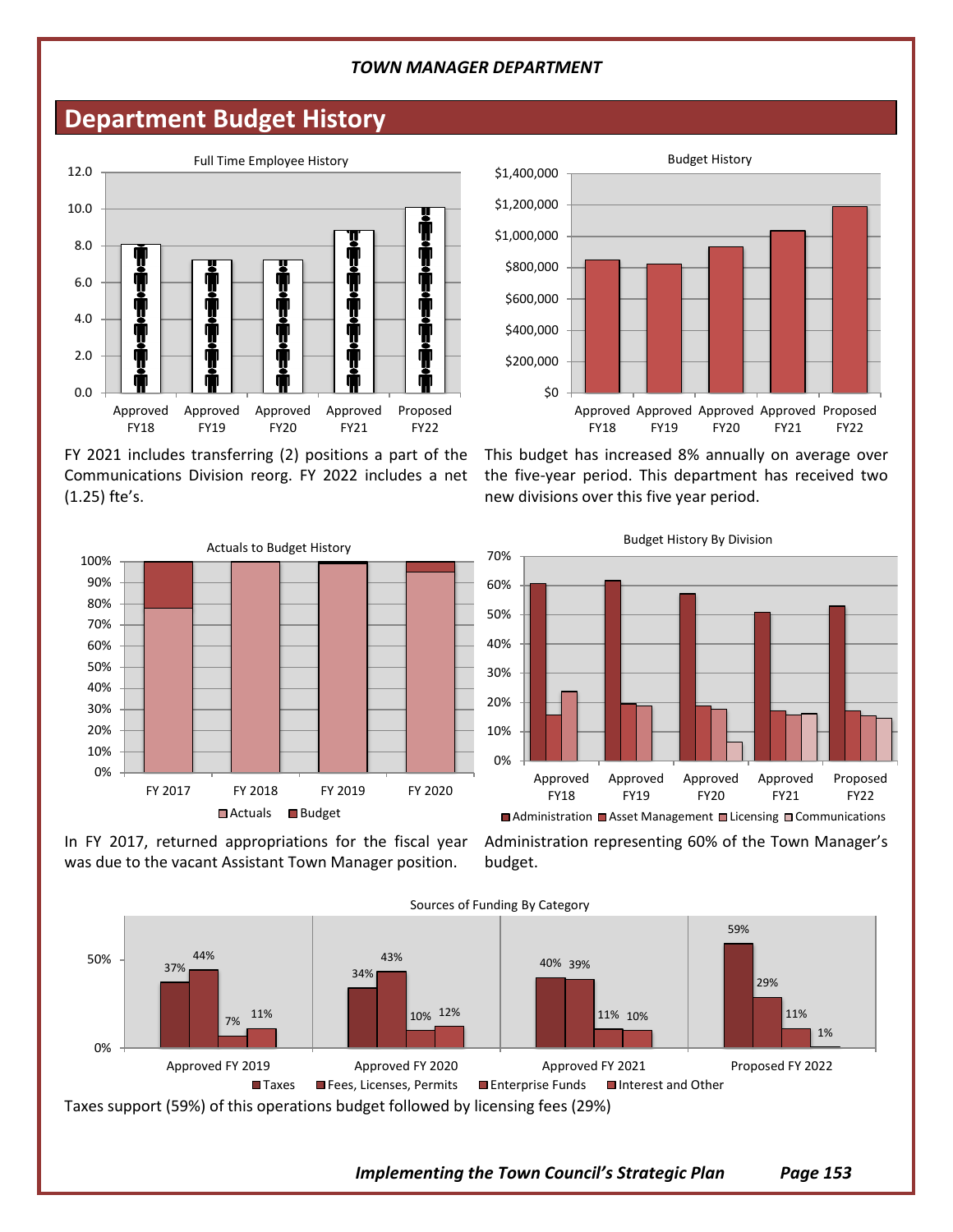## Department Budget History

Full Time Employee History

FY 2021 includes transferring (2) positions a part of the Communications Division reorg. FY 2022 includes a net (1.25) fte's.

Budget History

This budget has increased 8% annually on average over the five-year period. This department has received two new divisions over this five year period.

Actuals to Budget History

In FY 2017, returned appropriations for the fiscal year was due to the vacant Assistant Town Manager position.

Budget History By Division

Administration representing 60% of the Town Manager's budget.

Sources of Funding By Category

| | Taxes | Fees, Licenses, Permits | Enterprise Funds | Interest and Other |
|---|---|---|---|---|
| Approved FY 2019 | 37% | 44% | 7% | 11% |
| Approved FY 2020 | 34% | 43% | 10% | 12% |
| Approved FY 2021 | 40% | 39% | 11% | 10% |
| Proposed FY 2022 | 59% | 29% | 11% | 1% |

Taxes support (59%) of this operations budget followed by licensing fees (29%)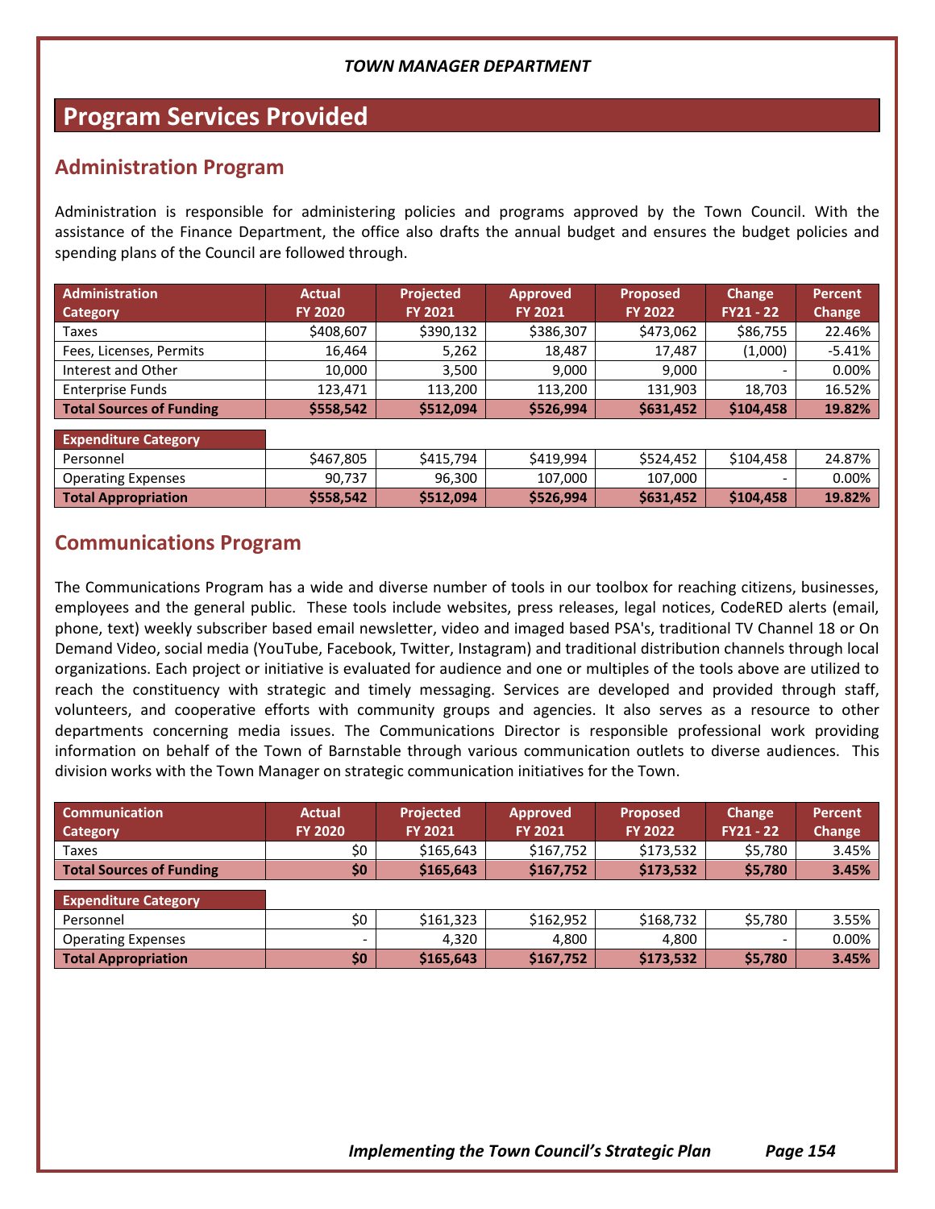## TOWN MANAGER DEPARTMENT

# Program Services Provided

## Administration Program

Administration is responsible for administering policies and programs approved by the Town Council. With the assistance of the Finance Department, the office also drafts the annual budget and ensures the budget policies and spending plans of the Council are followed through.

| Administration Category | Actual FY 2020 | Projected FY 2021 | Approved FY 2021 | Proposed FY 2022 | Change FY21 - 22 | Percent Change |
|---|---|---|---|---|---|---|
| Taxes | $408,607 | $390,132 | $386,307 | $473,062 | $86,755 | 22.46% |
| Fees, Licenses, Permits | 16,464 | 5,262 | 18,487 | 17,487 | (1,000) | -5.41% |
| Interest and Other | 10,000 | 3,500 | 9,000 | 9,000 | - | 0.00% |
| Enterprise Funds | 123,471 | 113,200 | 113,200 | 131,903 | 18,703 | 16.52% |
| **Total Sources of Funding** | **$558,542** | **$512,094** | **$526,994** | **$631,452** | **$104,458** | **19.82%** |
| **Expenditure Category** | | | | | | |
| Personnel | $467,805 | $415,794 | $419,994 | $524,452 | $104,458 | 24.87% |
| Operating Expenses | 90,737 | 96,300 | 107,000 | 107,000 | - | 0.00% |
| **Total Appropriation** | **$558,542** | **$512,094** | **$526,994** | **$631,452** | **$104,458** | **19.82%** |

## Communications Program

The Communications Program has a wide and diverse number of tools in our toolbox for reaching citizens, businesses, employees and the general public. These tools include websites, press releases, legal notices, CodeRED alerts (email, phone, text) weekly subscriber based email newsletter, video and imaged based PSA's, traditional TV Channel 18 or On Demand Video, social media (YouTube, Facebook, Twitter, Instagram) and traditional distribution channels through local organizations. Each project or initiative is evaluated for audience and one or multiples of the tools above are utilized to reach the constituency with strategic and timely messaging. Services are developed and provided through staff, volunteers, and cooperative efforts with community groups and agencies. It also serves as a resource to other departments concerning media issues. The Communications Director is responsible professional work providing information on behalf of the Town of Barnstable through various communication outlets to diverse audiences. This division works with the Town Manager on strategic communication initiatives for the Town.

| Communication Category | Actual FY 2020 | Projected FY 2021 | Approved FY 2021 | Proposed FY 2022 | Change FY21 - 22 | Percent Change |
|---|---|---|---|---|---|---|
| Taxes | $0 | $165,643 | $167,752 | $173,532 | $5,780 | 3.45% |
| **Total Sources of Funding** | **$0** | **$165,643** | **$167,752** | **$173,532** | **$5,780** | **3.45%** |
| **Expenditure Category** | | | | | | |
| Personnel | $0 | $161,323 | $162,952 | $168,732 | $5,780 | 3.55% |
| Operating Expenses | - | 4,320 | 4,800 | 4,800 | - | 0.00% |
| **Total Appropriation** | **$0** | **$165,643** | **$167,752** | **$173,532** | **$5,780** | **3.45%** |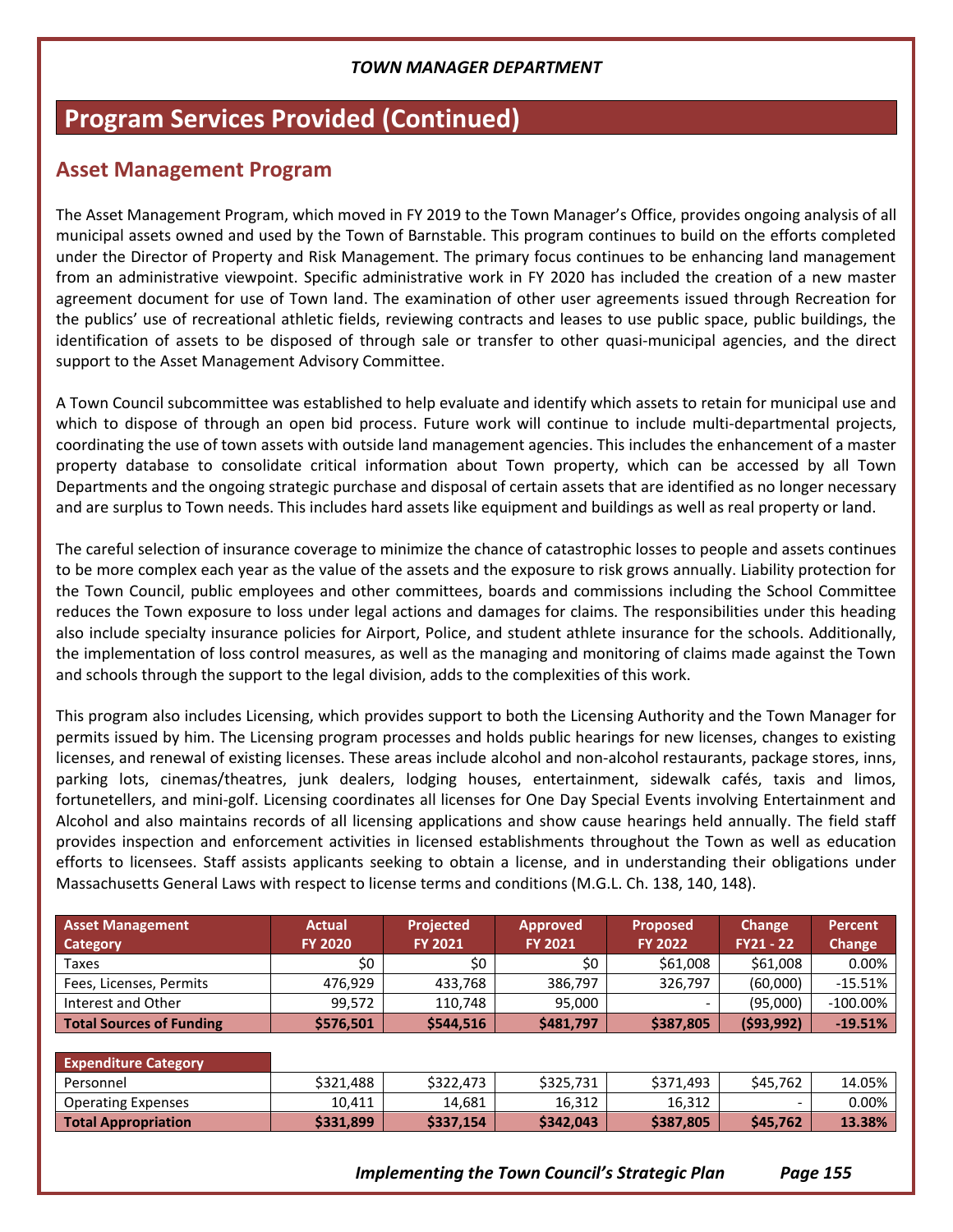## Program Services Provided (Continued)

### Asset Management Program

The Asset Management Program, which moved in FY 2019 to the Town Manager's Office, provides ongoing analysis of all municipal assets owned and used by the Town of Barnstable. This program continues to build on the efforts completed under the Director of Property and Risk Management. The primary focus continues to be enhancing land management from an administrative viewpoint. Specific administrative work in FY 2020 has included the creation of a new master agreement document for use of Town land. The examination of other user agreements issued through Recreation for the publics' use of recreational athletic fields, reviewing contracts and leases to use public space, public buildings, the identification of assets to be disposed of through sale or transfer to other quasi-municipal agencies, and the direct support to the Asset Management Advisory Committee.

A Town Council subcommittee was established to help evaluate and identify which assets to retain for municipal use and which to dispose of through an open bid process. Future work will continue to include multi-departmental projects, coordinating the use of town assets with outside land management agencies. This includes the enhancement of a master property database to consolidate critical information about Town property, which can be accessed by all Town Departments and the ongoing strategic purchase and disposal of certain assets that are identified as no longer necessary and are surplus to Town needs. This includes hard assets like equipment and buildings as well as real property or land.

The careful selection of insurance coverage to minimize the chance of catastrophic losses to people and assets continues to be more complex each year as the value of the assets and the exposure to risk grows annually. Liability protection for the Town Council, public employees and other committees, boards and commissions including the School Committee reduces the Town exposure to loss under legal actions and damages for claims. The responsibilities under this heading also include specialty insurance policies for Airport, Police, and student athlete insurance for the schools. Additionally, the implementation of loss control measures, as well as the managing and monitoring of claims made against the Town and schools through the support to the legal division, adds to the complexities of this work.

This program also includes Licensing, which provides support to both the Licensing Authority and the Town Manager for permits issued by him. The Licensing program processes and holds public hearings for new licenses, changes to existing licenses, and renewal of existing licenses. These areas include alcohol and non-alcohol restaurants, package stores, inns, parking lots, cinemas/theatres, junk dealers, lodging houses, entertainment, sidewalk cafés, taxis and limos, fortunetellers, and mini-golf. Licensing coordinates all licenses for One Day Special Events involving Entertainment and Alcohol and also maintains records of all licensing applications and show cause hearings held annually. The field staff provides inspection and enforcement activities in licensed establishments throughout the Town as well as education efforts to licensees. Staff assists applicants seeking to obtain a license, and in understanding their obligations under Massachusetts General Laws with respect to license terms and conditions (M.G.L. Ch. 138, 140, 148).

| Asset Management Category | Actual FY 2020 | Projected FY 2021 | Approved FY 2021 | Proposed FY 2022 | Change FY21 - 22 | Percent Change |
|---|---|---|---|---|---|---|
| Taxes | $0 | $0 | $0 | $61,008 | $61,008 | 0.00% |
| Fees, Licenses, Permits | 476,929 | 433,768 | 386,797 | 326,797 | (60,000) | -15.51% |
| Interest and Other | 99,572 | 110,748 | 95,000 | - | (95,000) | -100.00% |
| **Total Sources of Funding** | **$576,501** | **$544,516** | **$481,797** | **$387,805** | **($93,992)** | **-19.51%** |
| **Expenditure Category** | | | | | | |
| Personnel | $321,488 | $322,473 | $325,731 | $371,493 | $45,762 | 14.05% |
| Operating Expenses | 10,411 | 14,681 | 16,312 | 16,312 | - | 0.00% |
| **Total Appropriation** | **$331,899** | **$337,154** | **$342,043** | **$387,805** | **$45,762** | **13.38%** |